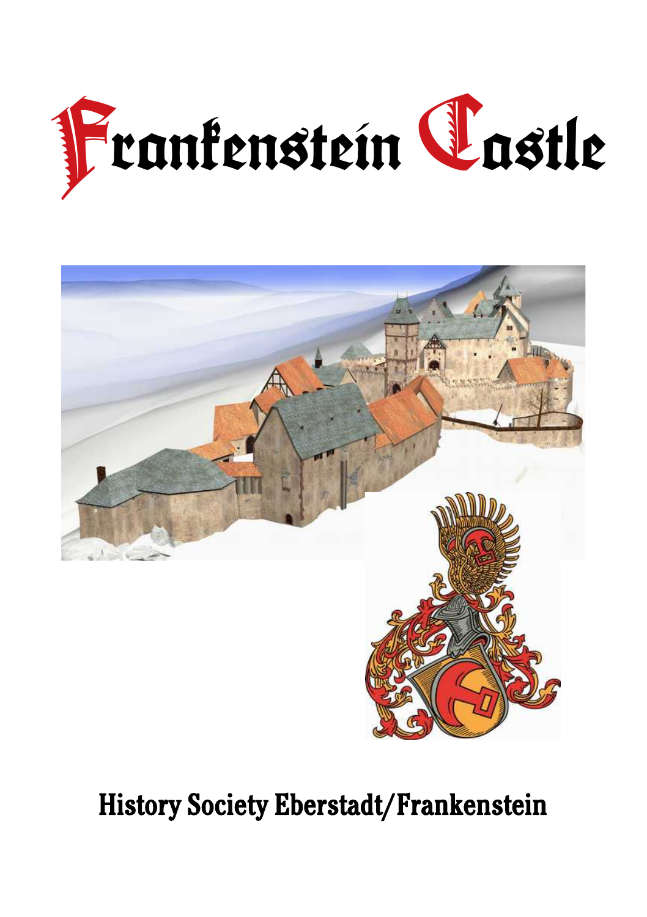# Frankenstein Castle

History Society Eberstadt/Frankenstein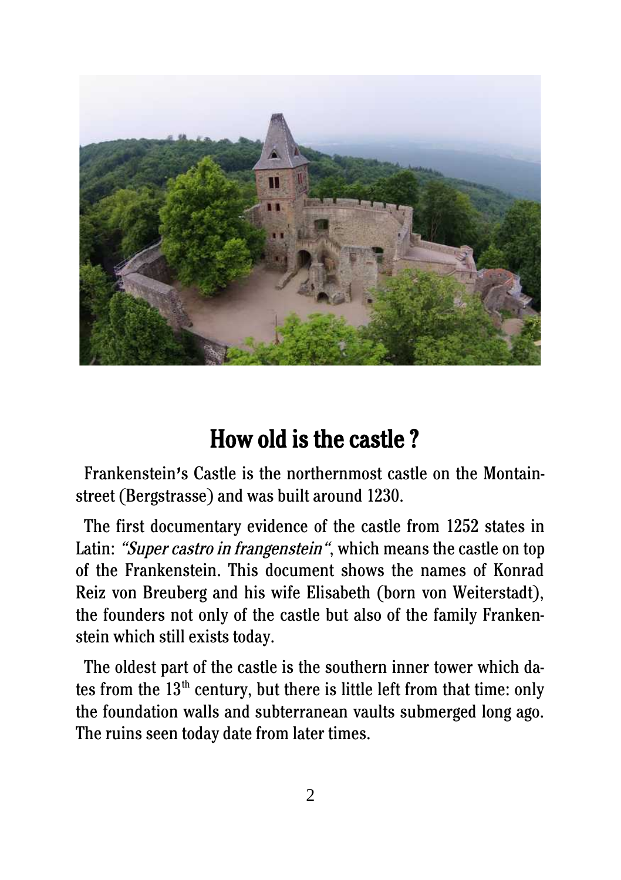# How old is the castle ?

Frankenstein's Castle is the northernmost castle on the Montainstreet (Bergstrasse) and was built around 1230.

The first documentary evidence of the castle from 1252 states in Latin: *"Super castro in frangenstein"*, which means the castle on top of the Frankenstein. This document shows the names of Konrad Reiz von Breuberg and his wife Elisabeth (born von Weiterstadt), the founders not only of the castle but also of the family Frankenstein which still exists today.

The oldest part of the castle is the southern inner tower which dates from the 13th century, but there is little left from that time: only the foundation walls and subterranean vaults submerged long ago. The ruins seen today date from later times.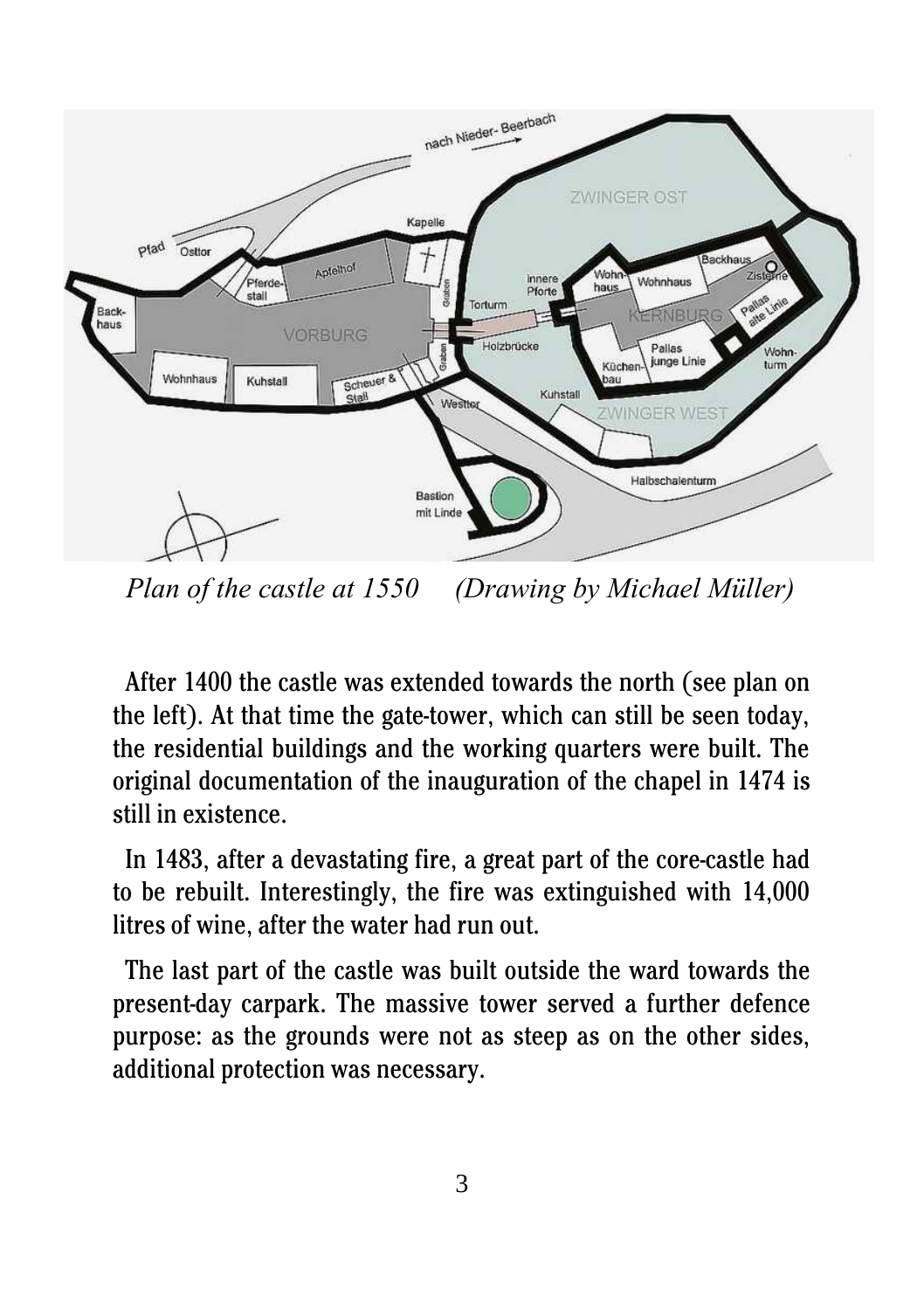*Plan of the castle at 1550     (Drawing by Michael Müller)*

After 1400 the castle was extended towards the north (see plan on the left). At that time the gate-tower, which can still be seen today, the residential buildings and the working quarters were built. The original documentation of the inauguration of the chapel in 1474 is still in existence.

In 1483, after a devastating fire, a great part of the core-castle had to be rebuilt. Interestingly, the fire was extinguished with 14,000 litres of wine, after the water had run out.

The last part of the castle was built outside the ward towards the present-day carpark. The massive tower served a further defence purpose: as the grounds were not as steep as on the other sides, additional protection was necessary.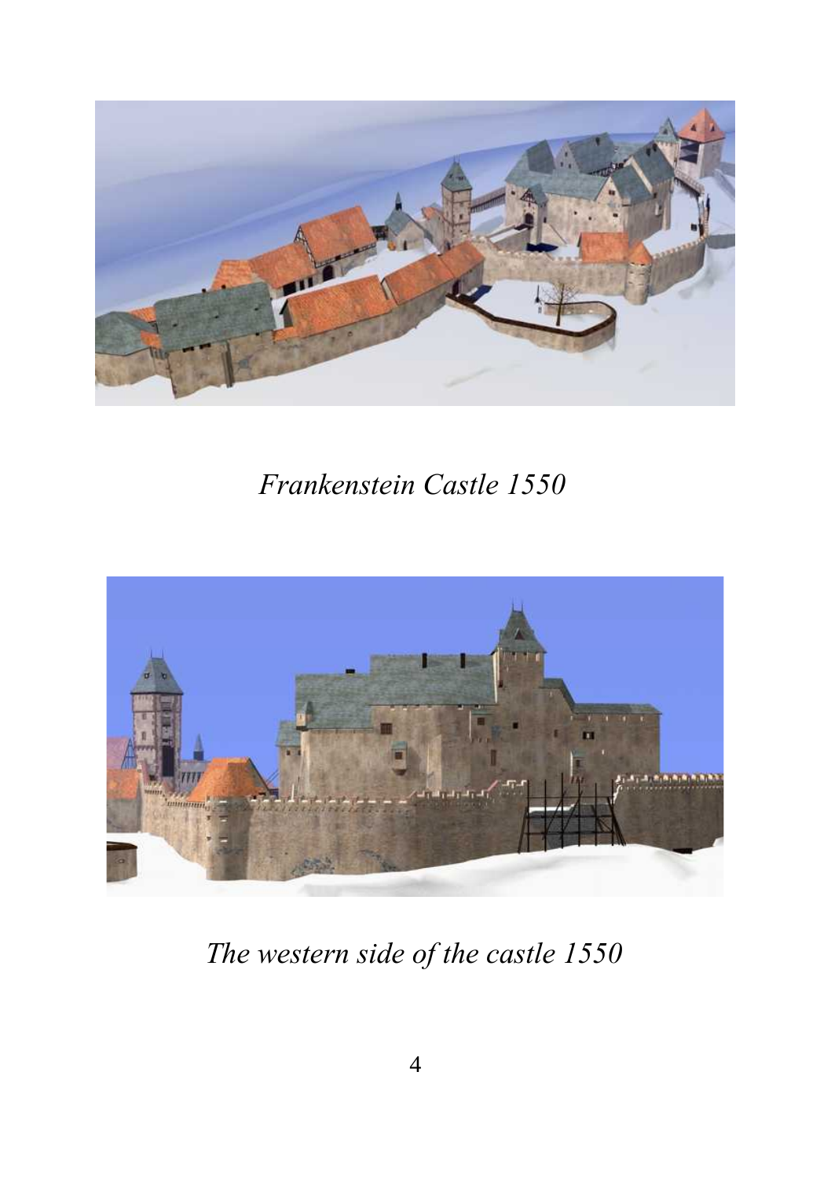*Frankenstein Castle 1550*

*The western side of the castle 1550*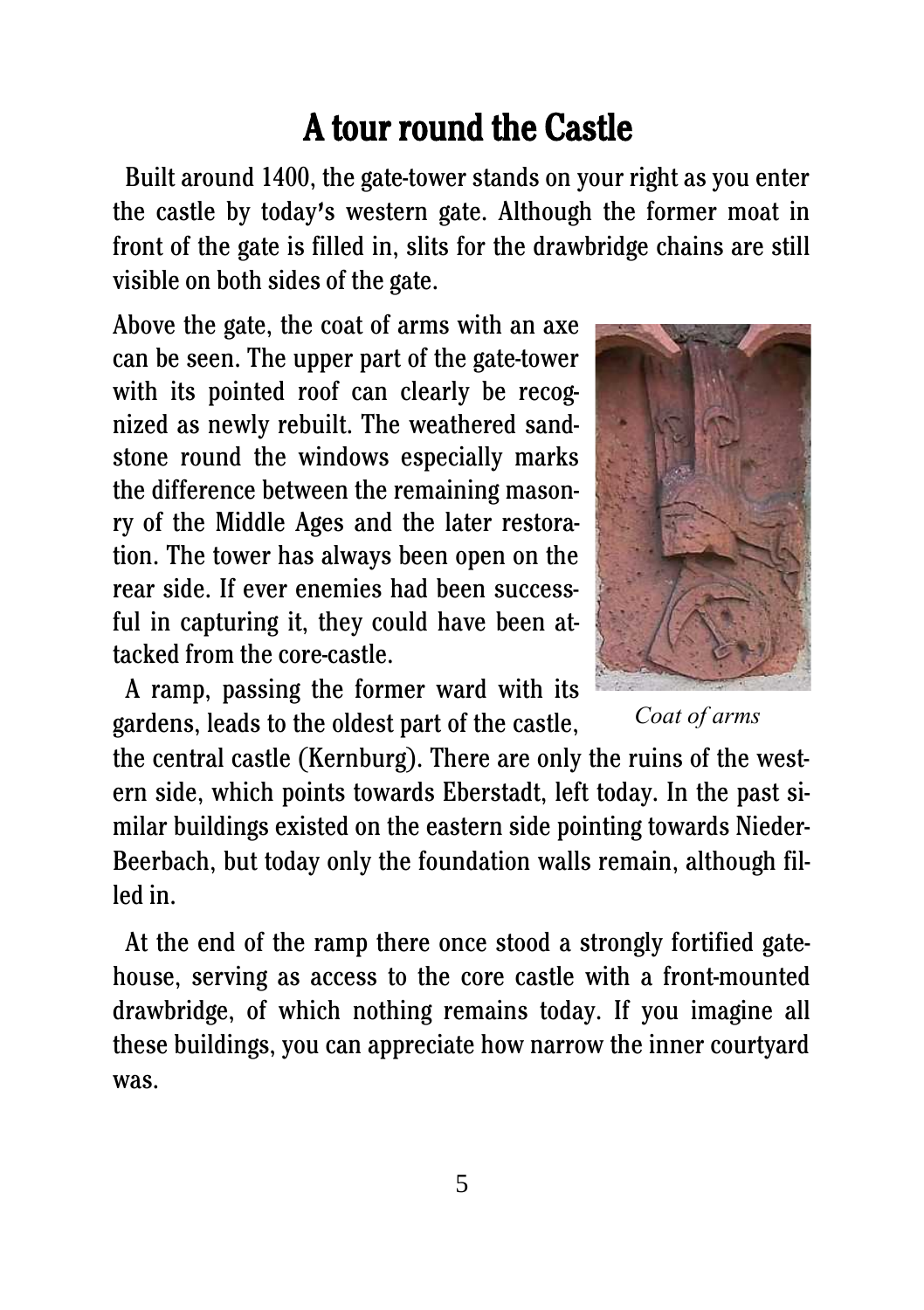# A tour round the Castle

Built around 1400, the gate-tower stands on your right as you enter the castle by today's western gate. Although the former moat in front of the gate is filled in, slits for the drawbridge chains are still visible on both sides of the gate.

Above the gate, the coat of arms with an axe can be seen. The upper part of the gate-tower with its pointed roof can clearly be recognized as newly rebuilt. The weathered sandstone round the windows especially marks the difference between the remaining masonry of the Middle Ages and the later restoration. The tower has always been open on the rear side. If ever enemies had been successful in capturing it, they could have been attacked from the core-castle.

*Coat of arms*

A ramp, passing the former ward with its gardens, leads to the oldest part of the castle, the central castle (Kernburg). There are only the ruins of the western side, which points towards Eberstadt, left today. In the past similar buildings existed on the eastern side pointing towards Nieder-Beerbach, but today only the foundation walls remain, although filled in.

At the end of the ramp there once stood a strongly fortified gatehouse, serving as access to the core castle with a front-mounted drawbridge, of which nothing remains today. If you imagine all these buildings, you can appreciate how narrow the inner courtyard was.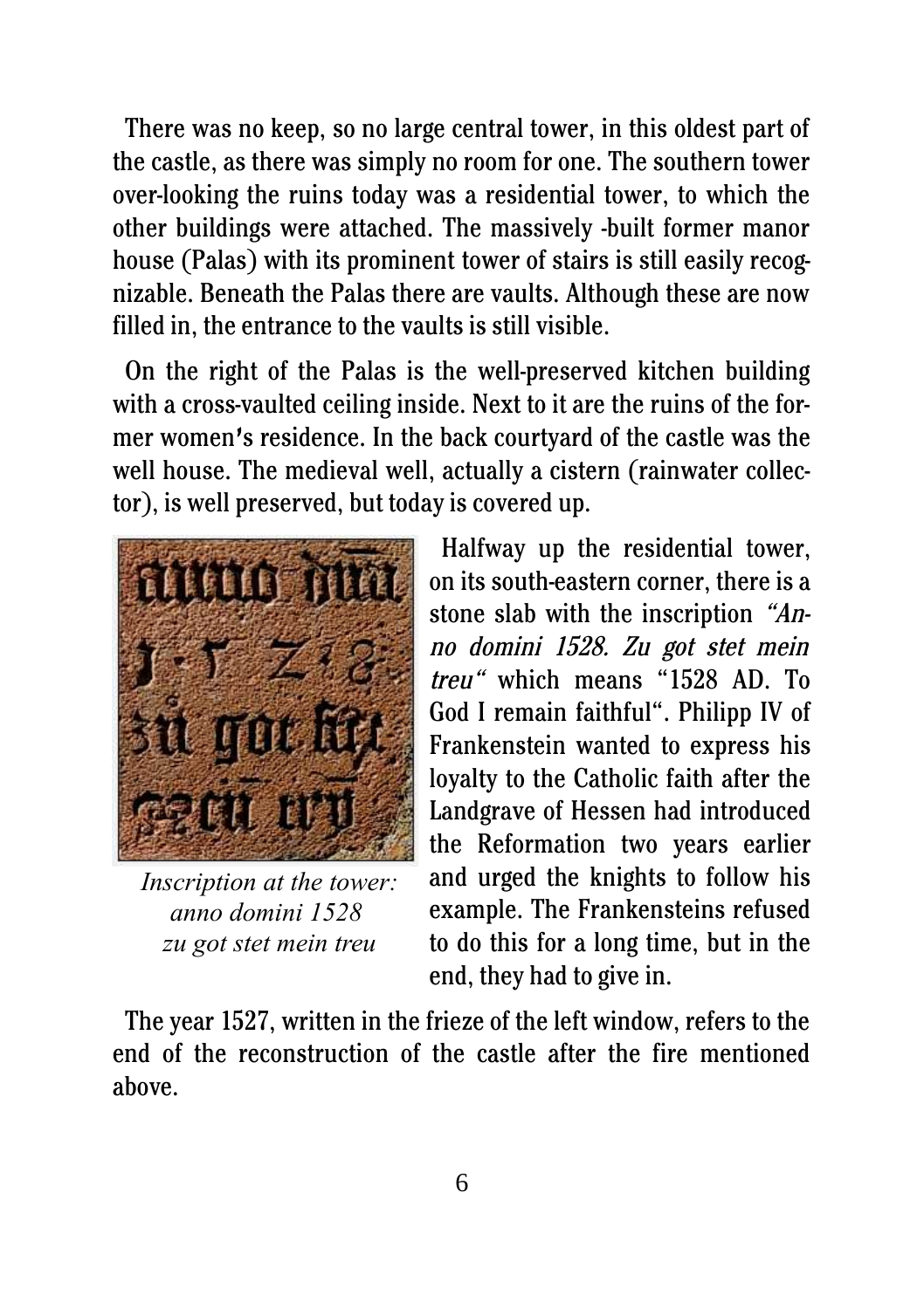There was no keep, so no large central tower, in this oldest part of the castle, as there was simply no room for one. The southern tower over-looking the ruins today was a residential tower, to which the other buildings were attached. The massively -built former manor house (Palas) with its prominent tower of stairs is still easily recognizable. Beneath the Palas there are vaults. Although these are now filled in, the entrance to the vaults is still visible.

On the right of the Palas is the well-preserved kitchen building with a cross-vaulted ceiling inside. Next to it are the ruins of the former women's residence. In the back courtyard of the castle was the well house. The medieval well, actually a cistern (rainwater collector), is well preserved, but today is covered up.

*Inscription at the tower: anno domini 1528 zu got stet mein treu*

Halfway up the residential tower, on its south-eastern corner, there is a stone slab with the inscription *"Anno domini 1528. Zu got stet mein treu"* which means "1528 AD. To God I remain faithful". Philipp IV of Frankenstein wanted to express his loyalty to the Catholic faith after the Landgrave of Hessen had introduced the Reformation two years earlier and urged the knights to follow his example. The Frankensteins refused to do this for a long time, but in the end, they had to give in.

The year 1527, written in the frieze of the left window, refers to the end of the reconstruction of the castle after the fire mentioned above.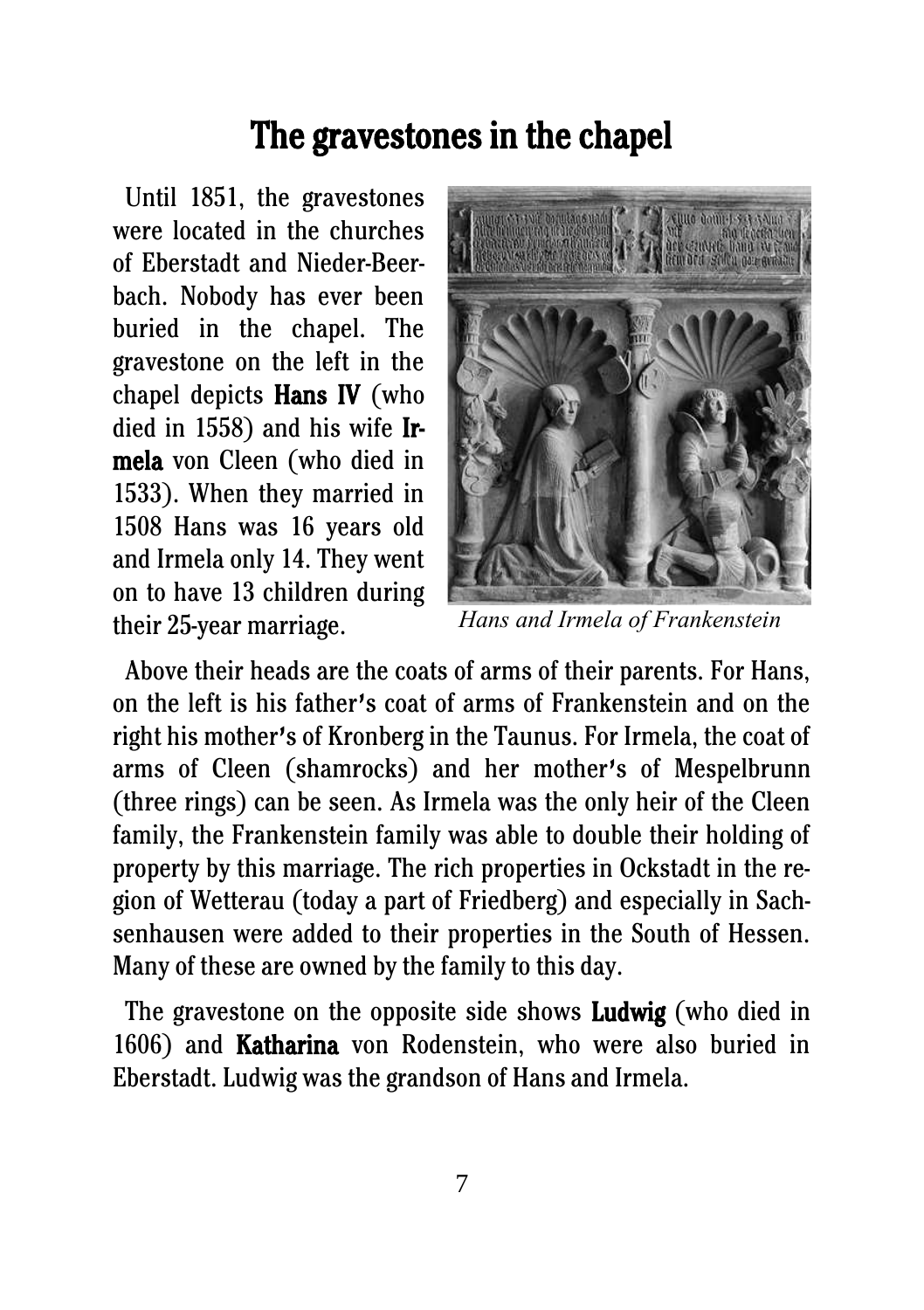# The gravestones in the chapel

Until 1851, the gravestones were located in the churches of Eberstadt and Nieder-Beerbach. Nobody has ever been buried in the chapel. The gravestone on the left in the chapel depicts **Hans IV** (who died in 1558) and his wife **Irmela** von Cleen (who died in 1533). When they married in 1508 Hans was 16 years old and Irmela only 14. They went on to have 13 children during their 25-year marriage.

*Hans and Irmela of Frankenstein*

Above their heads are the coats of arms of their parents. For Hans, on the left is his father's coat of arms of Frankenstein and on the right his mother's of Kronberg in the Taunus. For Irmela, the coat of arms of Cleen (shamrocks) and her mother's of Mespelbrunn (three rings) can be seen. As Irmela was the only heir of the Cleen family, the Frankenstein family was able to double their holding of property by this marriage. The rich properties in Ockstadt in the region of Wetterau (today a part of Friedberg) and especially in Sachsenhausen were added to their properties in the South of Hessen. Many of these are owned by the family to this day.

The gravestone on the opposite side shows **Ludwig** (who died in 1606) and **Katharina** von Rodenstein, who were also buried in Eberstadt. Ludwig was the grandson of Hans and Irmela.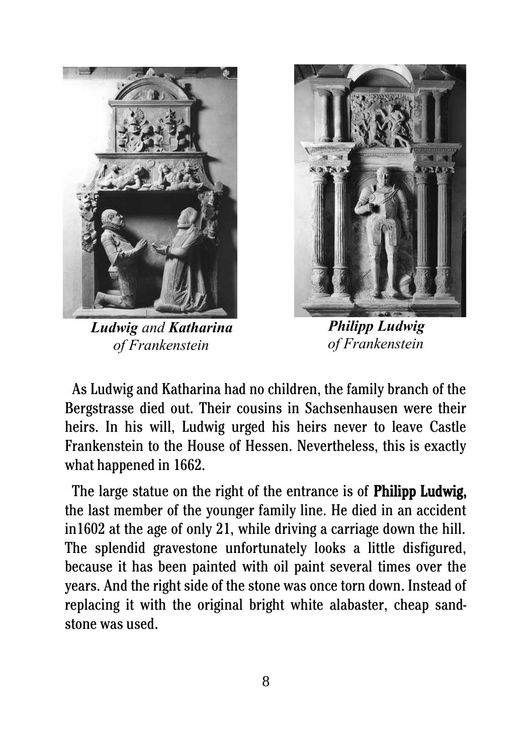***Ludwig** and **Katharina***
*of Frankenstein*

***Philipp Ludwig***
*of Frankenstein*

As Ludwig and Katharina had no children, the family branch of the Bergstrasse died out. Their cousins in Sachsenhausen were their heirs. In his will, Ludwig urged his heirs never to leave Castle Frankenstein to the House of Hessen. Nevertheless, this is exactly what happened in 1662.

The large statue on the right of the entrance is of **Philipp Ludwig,** the last member of the younger family line. He died in an accident in1602 at the age of only 21, while driving a carriage down the hill. The splendid gravestone unfortunately looks a little disfigured, because it has been painted with oil paint several times over the years. And the right side of the stone was once torn down. Instead of replacing it with the original bright white alabaster, cheap sandstone was used.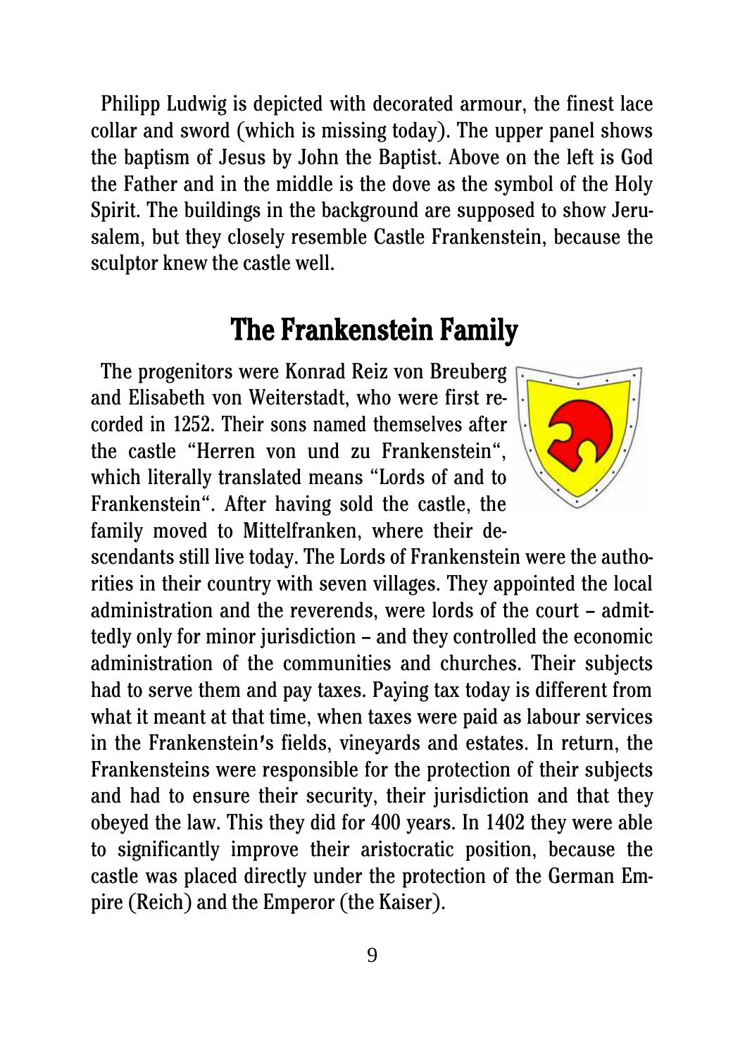Philipp Ludwig is depicted with decorated armour, the finest lace collar and sword (which is missing today). The upper panel shows the baptism of Jesus by John the Baptist. Above on the left is God the Father and in the middle is the dove as the symbol of the Holy Spirit. The buildings in the background are supposed to show Jerusalem, but they closely resemble Castle Frankenstein, because the sculptor knew the castle well.

## The Frankenstein Family

The progenitors were Konrad Reiz von Breuberg and Elisabeth von Weiterstadt, who were first recorded in 1252. Their sons named themselves after the castle "Herren von und zu Frankenstein", which literally translated means "Lords of and to Frankenstein". After having sold the castle, the family moved to Mittelfranken, where their descendants still live today. The Lords of Frankenstein were the authorities in their country with seven villages. They appointed the local administration and the reverends, were lords of the court – admittedly only for minor jurisdiction – and they controlled the economic administration of the communities and churches. Their subjects had to serve them and pay taxes. Paying tax today is different from what it meant at that time, when taxes were paid as labour services in the Frankenstein's fields, vineyards and estates. In return, the Frankensteins were responsible for the protection of their subjects and had to ensure their security, their jurisdiction and that they obeyed the law. This they did for 400 years. In 1402 they were able to significantly improve their aristocratic position, because the castle was placed directly under the protection of the German Empire (Reich) and the Emperor (the Kaiser).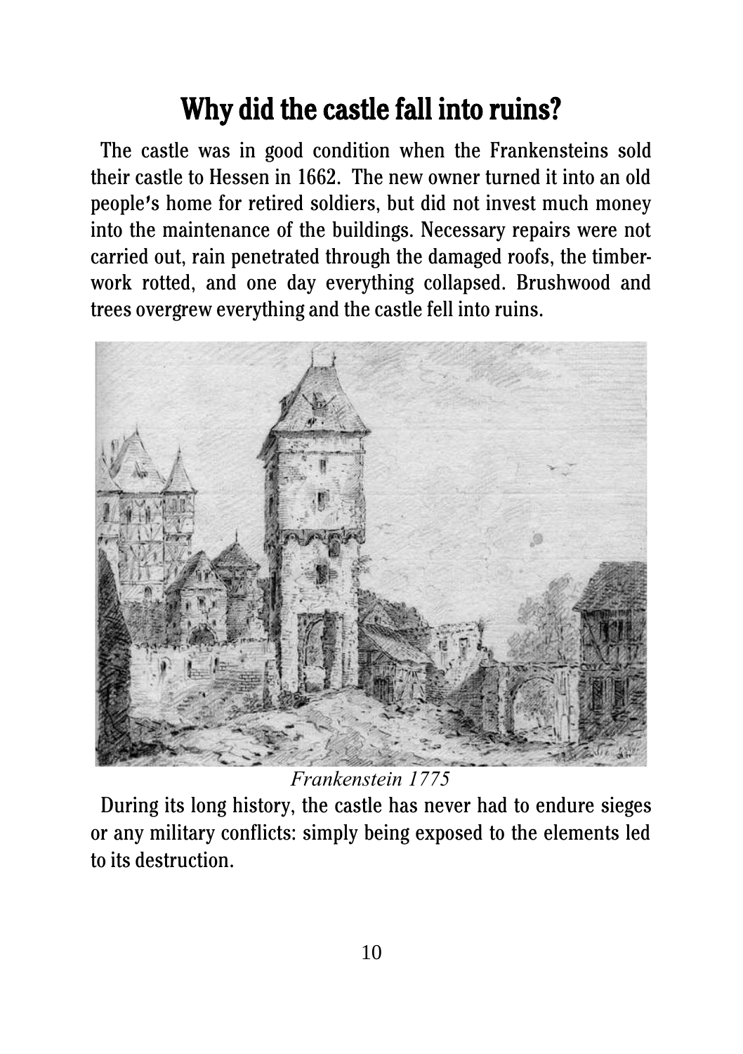# Why did the castle fall into ruins?

The castle was in good condition when the Frankensteins sold their castle to Hessen in 1662. The new owner turned it into an old people's home for retired soldiers, but did not invest much money into the maintenance of the buildings. Necessary repairs were not carried out, rain penetrated through the damaged roofs, the timber-work rotted, and one day everything collapsed. Brushwood and trees overgrew everything and the castle fell into ruins.

*Frankenstein 1775*

During its long history, the castle has never had to endure sieges or any military conflicts: simply being exposed to the elements led to its destruction.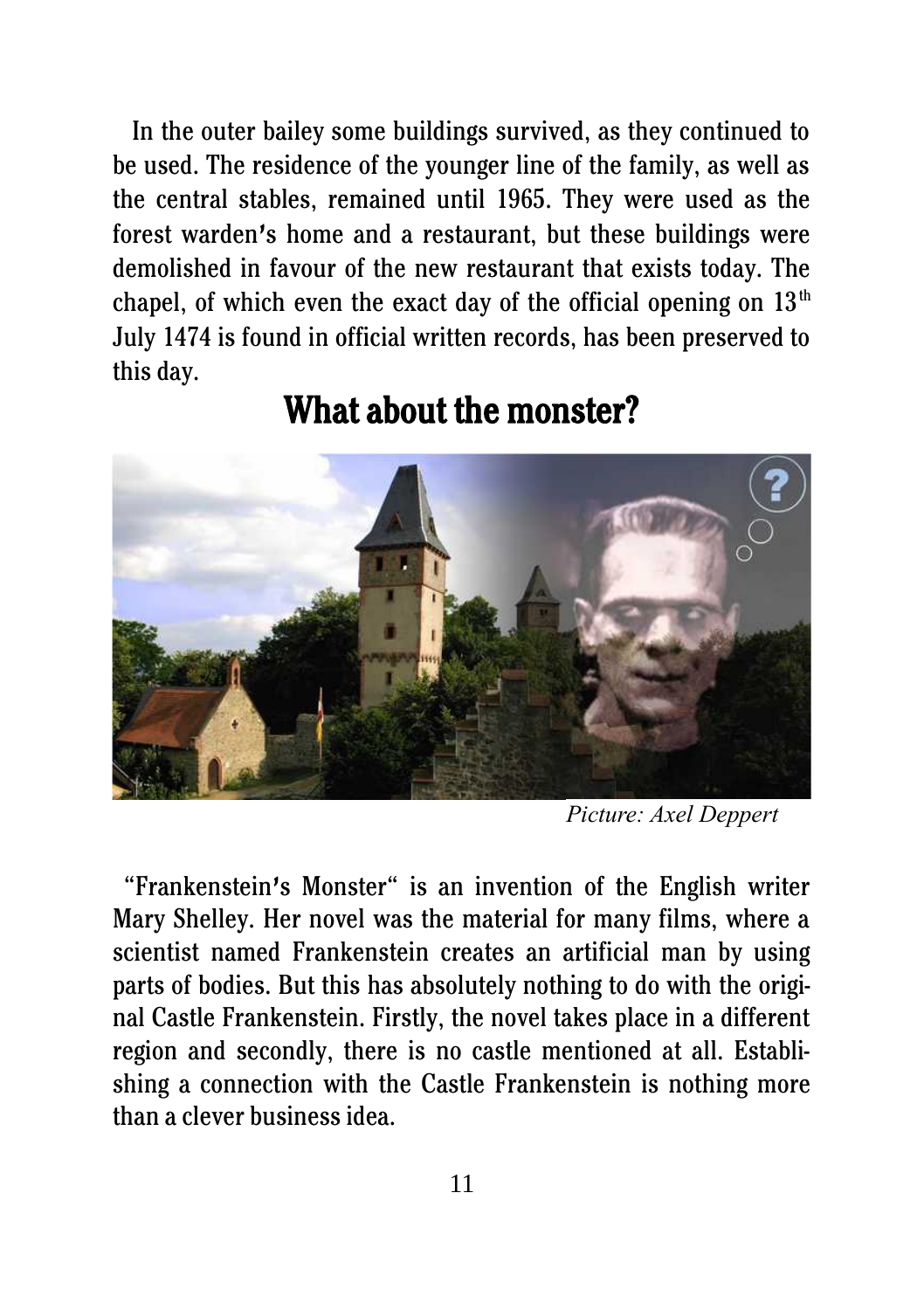In the outer bailey some buildings survived, as they continued to be used. The residence of the younger line of the family, as well as the central stables, remained until 1965. They were used as the forest warden's home and a restaurant, but these buildings were demolished in favour of the new restaurant that exists today. The chapel, of which even the exact day of the official opening on 13th July 1474 is found in official written records, has been preserved to this day.

## What about the monster?

*Picture: Axel Deppert*

"Frankenstein's Monster" is an invention of the English writer Mary Shelley. Her novel was the material for many films, where a scientist named Frankenstein creates an artificial man by using parts of bodies. But this has absolutely nothing to do with the original Castle Frankenstein. Firstly, the novel takes place in a different region and secondly, there is no castle mentioned at all. Establishing a connection with the Castle Frankenstein is nothing more than a clever business idea.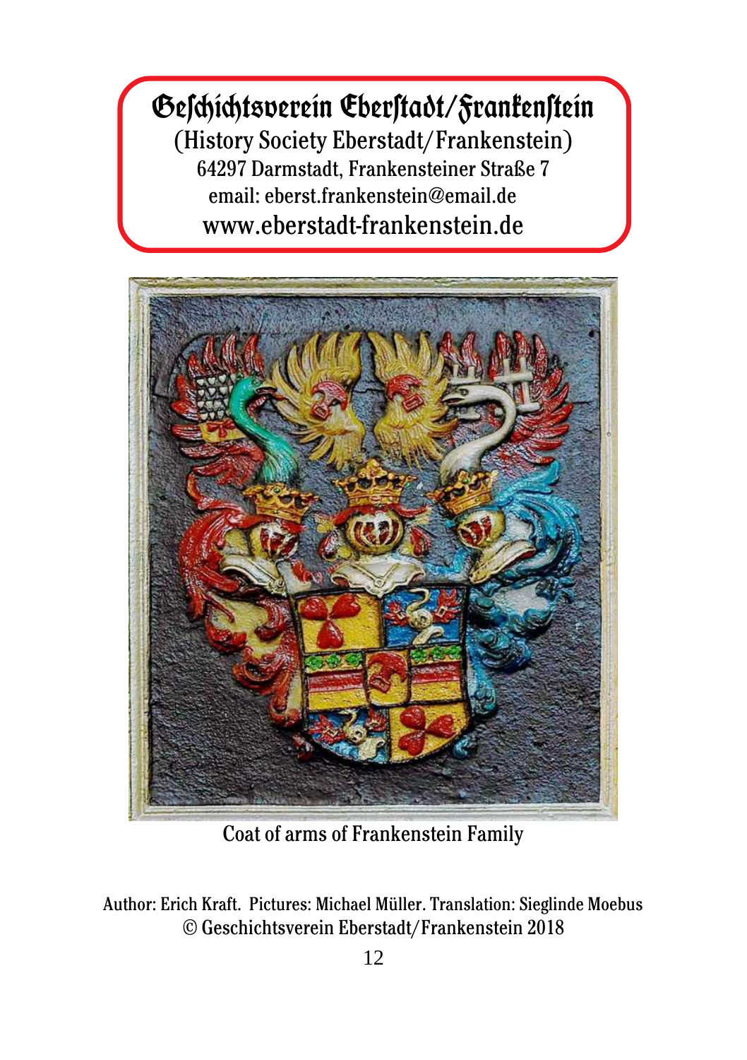# Geschichtsverein Eberstadt/Frankenstein

(History Society Eberstadt/Frankenstein)

64297 Darmstadt, Frankensteiner Straße 7

email: eberst.frankenstein@email.de

www.eberstadt-frankenstein.de

Coat of arms of Frankenstein Family

Author: Erich Kraft. Pictures: Michael Müller. Translation: Sieglinde Moebus

© Geschichtsverein Eberstadt/Frankenstein 2018